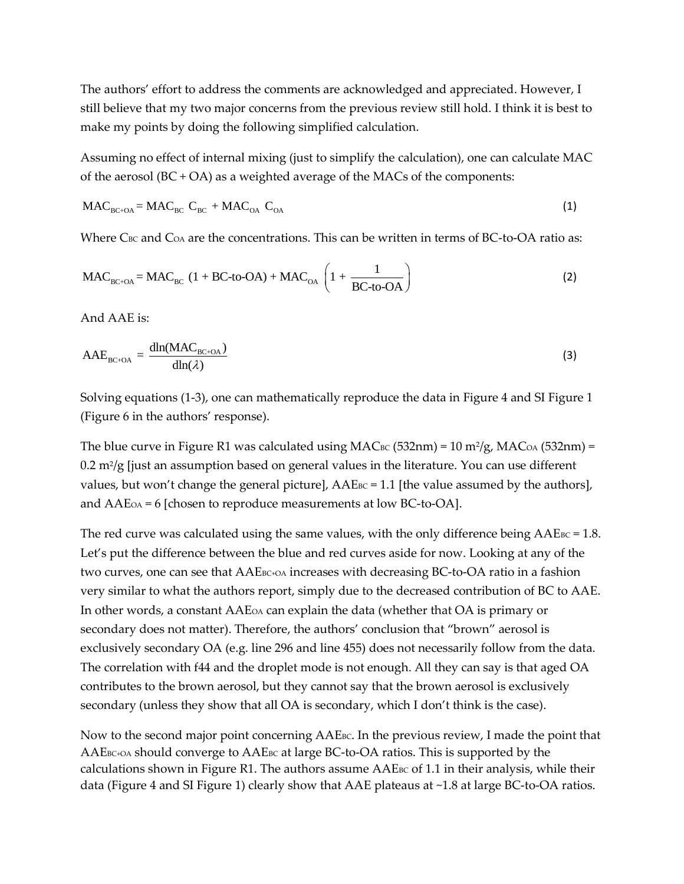The authors' effort to address the comments are acknowledged and appreciated. However, I still believe that my two major concerns from the previous review still hold. I think it is best to make my points by doing the following simplified calculation.

Assuming no effect of internal mixing (just to simplify the calculation), one can calculate MAC of the aerosol (BC + OA) as a weighted average of the MACs of the components:

$$\mathrm{MAC_{BC+OA}} = \mathrm{MAC_{BC}}\ \mathrm{C_{BC}} + \mathrm{MAC_{OA}}\ \mathrm{C_{OA}} \tag{1}$$

Where $C_{BC}$ and $C_{OA}$ are the concentrations. This can be written in terms of BC-to-OA ratio as:

$$\mathrm{MAC_{BC+OA}} = \mathrm{MAC_{BC}}\ (1 + \text{BC-to-OA}) + \mathrm{MAC_{OA}}\ \left(1 + \frac{1}{\text{BC-to-OA}}\right) \tag{2}$$

And AAE is:

$$\mathrm{AAE_{BC+OA}} = \frac{\mathrm{dln(MAC_{BC+OA})}}{\mathrm{dln}(\lambda)} \tag{3}$$

Solving equations (1-3), one can mathematically reproduce the data in Figure 4 and SI Figure 1 (Figure 6 in the authors' response).

The blue curve in Figure R1 was calculated using $MAC_{BC}$ (532nm) = 10 $m^2/g$, $MAC_{OA}$ (532nm) = 0.2 $m^2/g$ [just an assumption based on general values in the literature. You can use different values, but won't change the general picture], $AAE_{BC}$ = 1.1 [the value assumed by the authors], and $AAE_{OA}$ = 6 [chosen to reproduce measurements at low BC-to-OA].

The red curve was calculated using the same values, with the only difference being $AAE_{BC}$ = 1.8. Let's put the difference between the blue and red curves aside for now. Looking at any of the two curves, one can see that $AAE_{BC+OA}$ increases with decreasing BC-to-OA ratio in a fashion very similar to what the authors report, simply due to the decreased contribution of BC to AAE. In other words, a constant $AAE_{OA}$ can explain the data (whether that OA is primary or secondary does not matter). Therefore, the authors' conclusion that "brown" aerosol is exclusively secondary OA (e.g. line 296 and line 455) does not necessarily follow from the data. The correlation with f44 and the droplet mode is not enough. All they can say is that aged OA contributes to the brown aerosol, but they cannot say that the brown aerosol is exclusively secondary (unless they show that all OA is secondary, which I don't think is the case).

Now to the second major point concerning $AAE_{BC}$. In the previous review, I made the point that $AAE_{BC+OA}$ should converge to $AAE_{BC}$ at large BC-to-OA ratios. This is supported by the calculations shown in Figure R1. The authors assume $AAE_{BC}$ of 1.1 in their analysis, while their data (Figure 4 and SI Figure 1) clearly show that AAE plateaus at ~1.8 at large BC-to-OA ratios.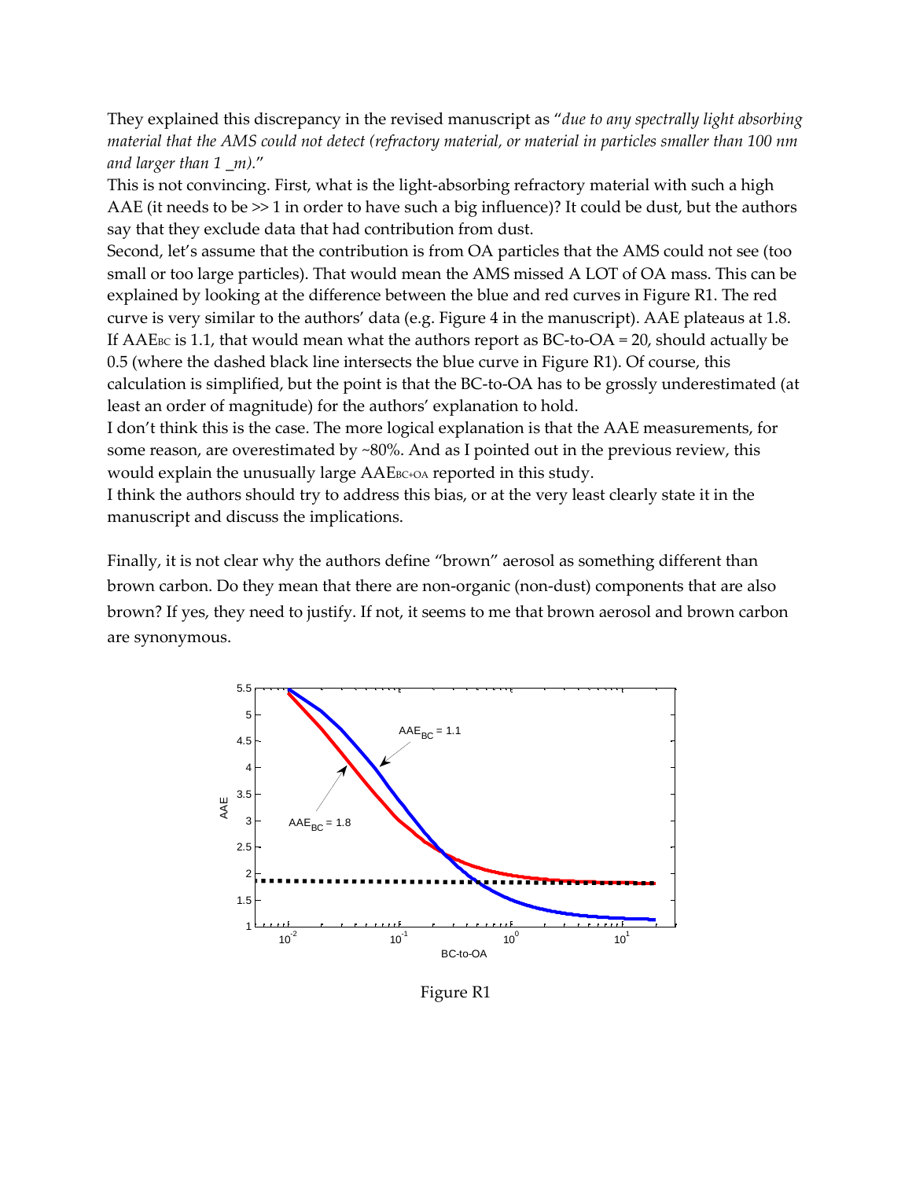They explained this discrepancy in the revised manuscript as "*due to any spectrally light absorbing material that the AMS could not detect (refractory material, or material in particles smaller than 100 nm and larger than 1 _m).*"

This is not convincing. First, what is the light-absorbing refractory material with such a high AAE (it needs to be >> 1 in order to have such a big influence)? It could be dust, but the authors say that they exclude data that had contribution from dust.

Second, let's assume that the contribution is from OA particles that the AMS could not see (too small or too large particles). That would mean the AMS missed A LOT of OA mass. This can be explained by looking at the difference between the blue and red curves in Figure R1. The red curve is very similar to the authors' data (e.g. Figure 4 in the manuscript). AAE plateaus at 1.8. If $AAE_{BC}$ is 1.1, that would mean what the authors report as BC-to-OA = 20, should actually be 0.5 (where the dashed black line intersects the blue curve in Figure R1). Of course, this calculation is simplified, but the point is that the BC-to-OA has to be grossly underestimated (at least an order of magnitude) for the authors' explanation to hold.

I don't think this is the case. The more logical explanation is that the AAE measurements, for some reason, are overestimated by ~80%. And as I pointed out in the previous review, this would explain the unusually large $AAE_{BC+OA}$ reported in this study.

I think the authors should try to address this bias, or at the very least clearly state it in the manuscript and discuss the implications.

Finally, it is not clear why the authors define "brown" aerosol as something different than brown carbon. Do they mean that there are non-organic (non-dust) components that are also brown? If yes, they need to justify. If not, it seems to me that brown aerosol and brown carbon are synonymous.

AAE

5.5
5
4.5
4
3.5
3
2.5
2
1.5
1

$AAE_{BC}$ = 1.1

$AAE_{BC}$ = 1.8

$10^{-2}$
$10^{-1}$
$10^{0}$
$10^{1}$

BC-to-OA

Figure R1